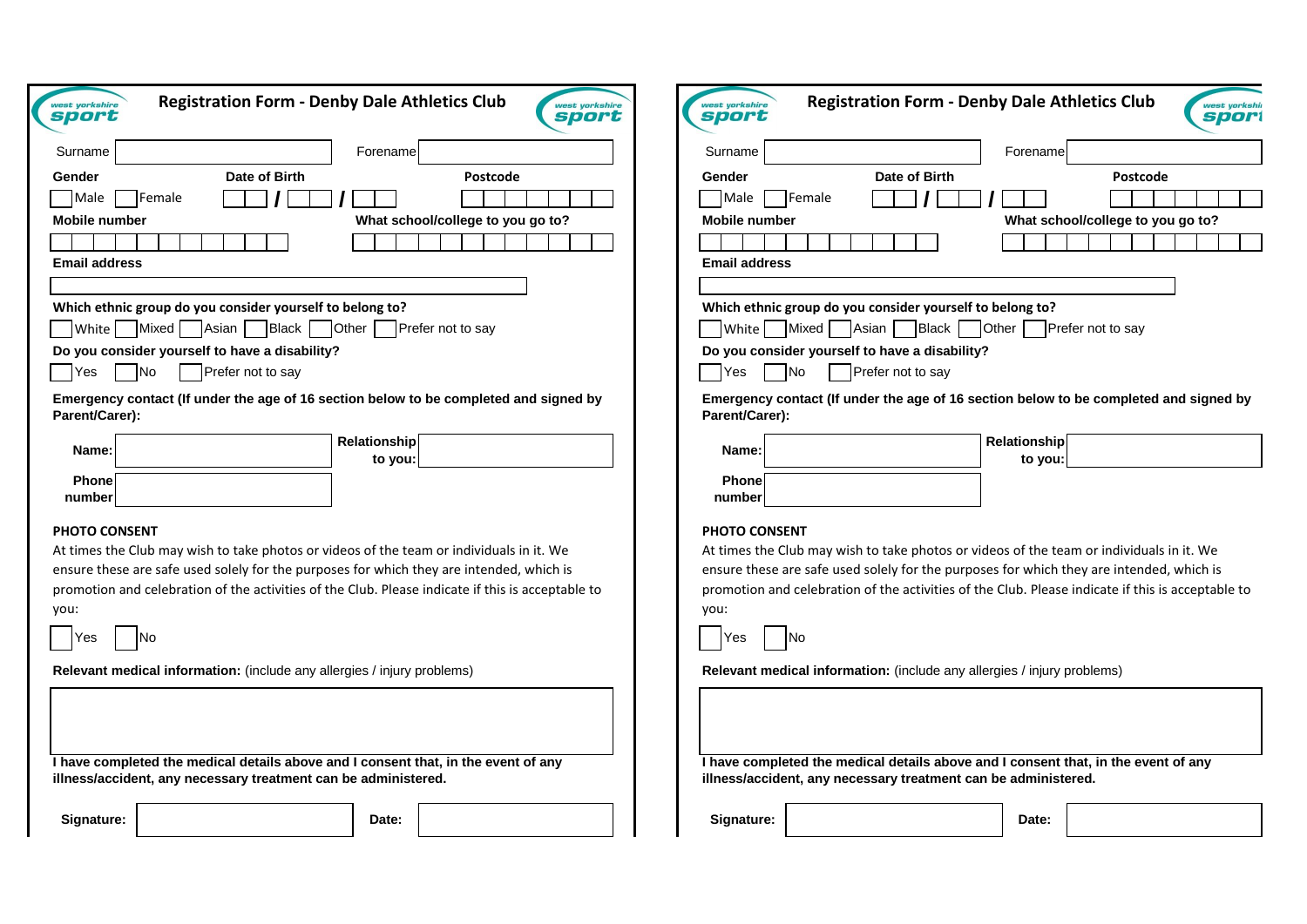## Registration Form - Denby Dale Athletics Club

Surname ________ Forename ________

**Gender**

☐ Male ☐ Female

**Date of Birth**

☐☐ / ☐☐ / ☐☐

**Postcode**

**Mobile number**

**What school/college to you go to?**

**Email address**

**Which ethnic group do you consider yourself to belong to?**

☐ White ☐ Mixed ☐ Asian ☐ Black ☐ Other ☐ Prefer not to say

**Do you consider yourself to have a disability?**

☐ Yes ☐ No ☐ Prefer not to say

**Emergency contact (If under the age of 16 section below to be completed and signed by Parent/Carer):**

**Name:** ________ **Relationship to you:** ________

**Phone number** ________

**PHOTO CONSENT**

At times the Club may wish to take photos or videos of the team or individuals in it. We ensure these are safe used solely for the purposes for which they are intended, which is promotion and celebration of the activities of the Club. Please indicate if this is acceptable to you:

☐ Yes ☐ No

**Relevant medical information:** (include any allergies / injury problems)

**I have completed the medical details above and I consent that, in the event of any illness/accident, any necessary treatment can be administered.**

**Signature:** ________ **Date:** ________

## Registration Form - Denby Dale Athletics Club

Surname ________ Forename ________

**Gender**

☐ Male ☐ Female

**Date of Birth**

☐☐ / ☐☐ / ☐☐

**Postcode**

**Mobile number**

**What school/college to you go to?**

**Email address**

**Which ethnic group do you consider yourself to belong to?**

☐ White ☐ Mixed ☐ Asian ☐ Black ☐ Other ☐ Prefer not to say

**Do you consider yourself to have a disability?**

☐ Yes ☐ No ☐ Prefer not to say

**Emergency contact (If under the age of 16 section below to be completed and signed by Parent/Carer):**

**Name:** ________ **Relationship to you:** ________

**Phone number** ________

**PHOTO CONSENT**

At times the Club may wish to take photos or videos of the team or individuals in it. We ensure these are safe used solely for the purposes for which they are intended, which is promotion and celebration of the activities of the Club. Please indicate if this is acceptable to you:

☐ Yes ☐ No

**Relevant medical information:** (include any allergies / injury problems)

**I have completed the medical details above and I consent that, in the event of any illness/accident, any necessary treatment can be administered.**

**Signature:** ________ **Date:** ________